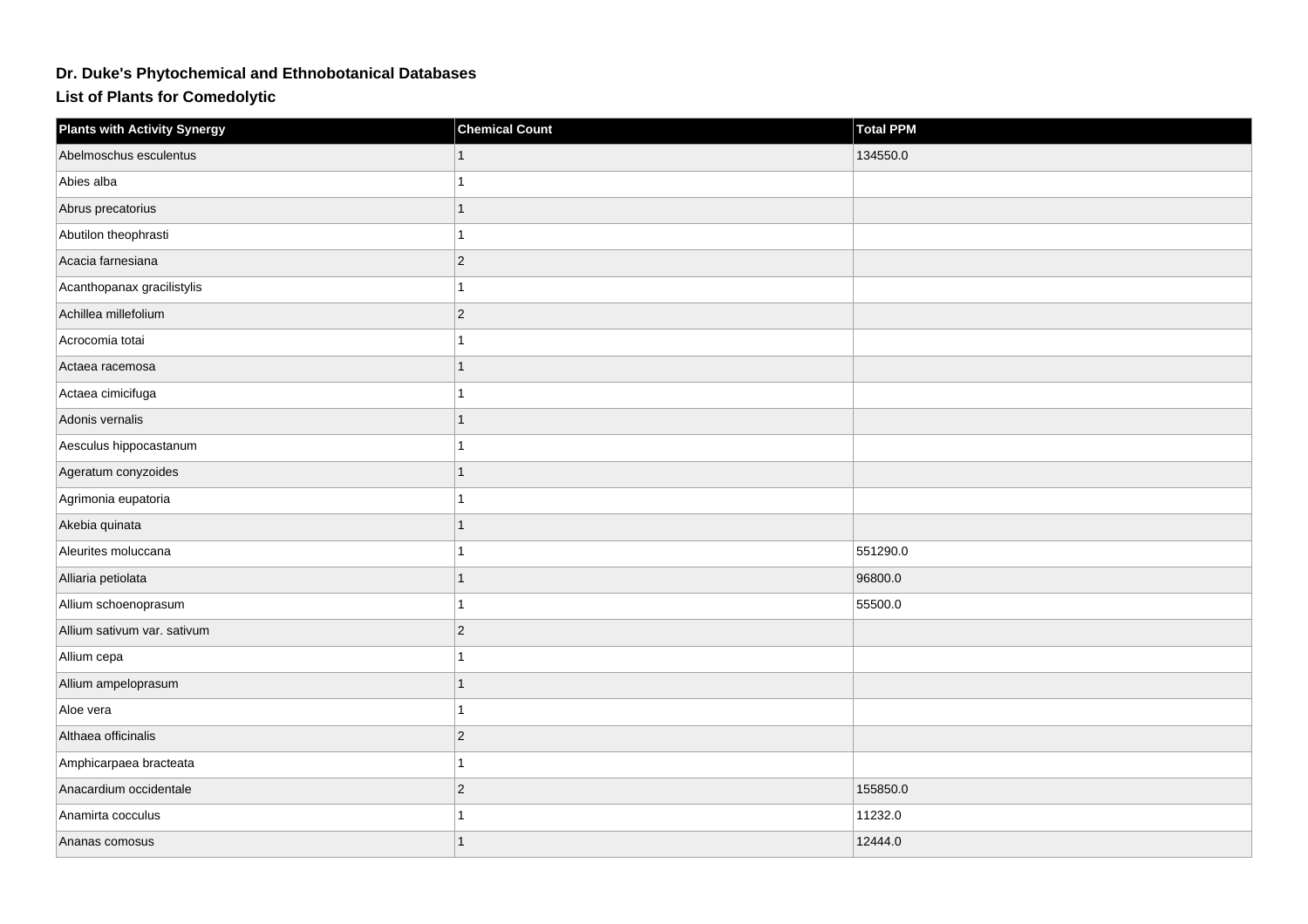# Dr. Duke's Phytochemical and Ethnobotanical Databases

## List of Plants for Comedolytic

| Plants with Activity Synergy | Chemical Count | Total PPM |
|---|---|---|
| Abelmoschus esculentus | 1 | 134550.0 |
| Abies alba | 1 | |
| Abrus precatorius | 1 | |
| Abutilon theophrasti | 1 | |
| Acacia farnesiana | 2 | |
| Acanthopanax gracilistylis | 1 | |
| Achillea millefolium | 2 | |
| Acrocomia totai | 1 | |
| Actaea racemosa | 1 | |
| Actaea cimicifuga | 1 | |
| Adonis vernalis | 1 | |
| Aesculus hippocastanum | 1 | |
| Ageratum conyzoides | 1 | |
| Agrimonia eupatoria | 1 | |
| Akebia quinata | 1 | |
| Aleurites moluccana | 1 | 551290.0 |
| Alliaria petiolata | 1 | 96800.0 |
| Allium schoenoprasum | 1 | 55500.0 |
| Allium sativum var. sativum | 2 | |
| Allium cepa | 1 | |
| Allium ampeloprasum | 1 | |
| Aloe vera | 1 | |
| Althaea officinalis | 2 | |
| Amphicarpaea bracteata | 1 | |
| Anacardium occidentale | 2 | 155850.0 |
| Anamirta cocculus | 1 | 11232.0 |
| Ananas comosus | 1 | 12444.0 |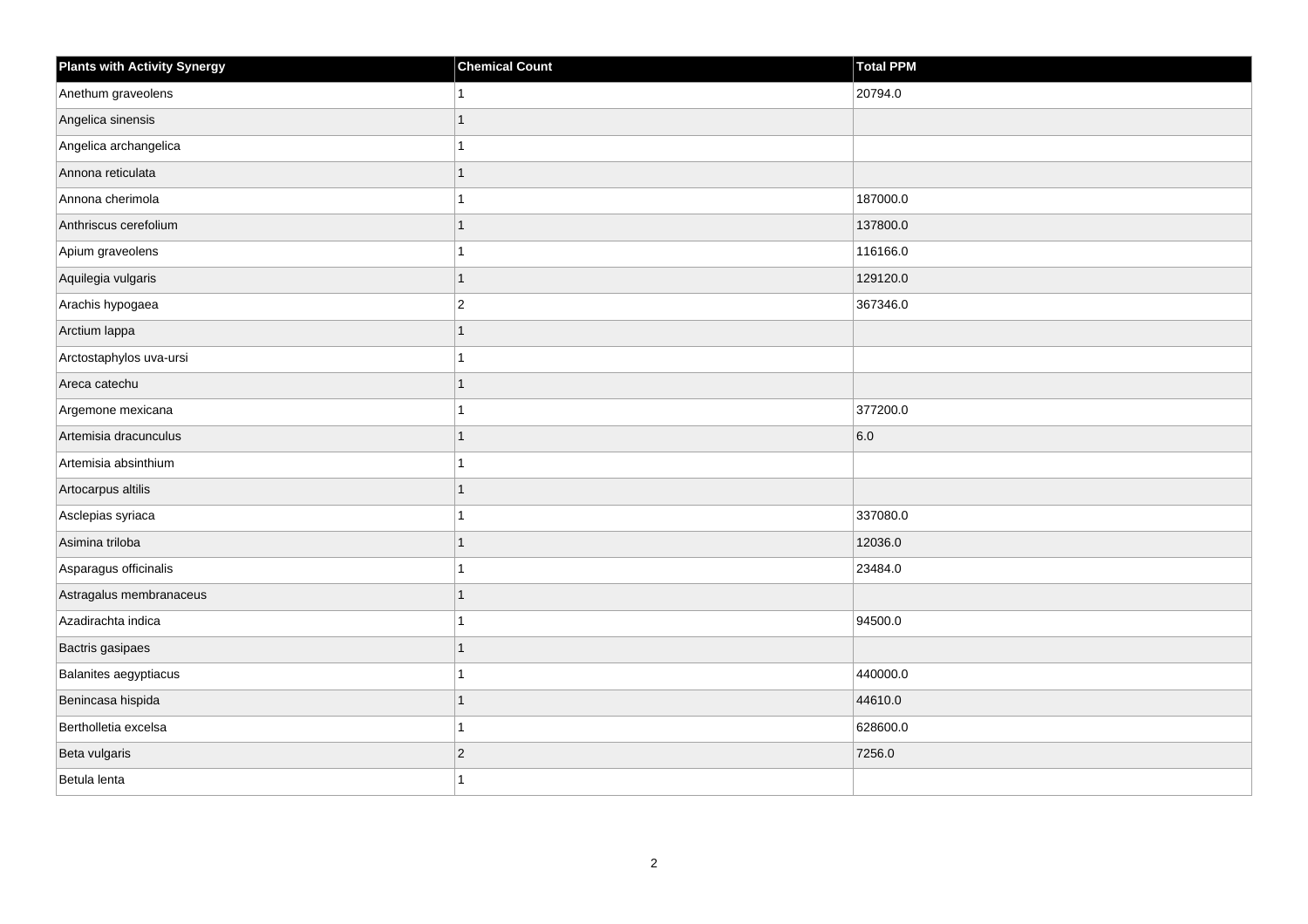| Plants with Activity Synergy | Chemical Count | Total PPM |
|---|---|---|
| Anethum graveolens | 1 | 20794.0 |
| Angelica sinensis | 1 | |
| Angelica archangelica | 1 | |
| Annona reticulata | 1 | |
| Annona cherimola | 1 | 187000.0 |
| Anthriscus cerefolium | 1 | 137800.0 |
| Apium graveolens | 1 | 116166.0 |
| Aquilegia vulgaris | 1 | 129120.0 |
| Arachis hypogaea | 2 | 367346.0 |
| Arctium lappa | 1 | |
| Arctostaphylos uva-ursi | 1 | |
| Areca catechu | 1 | |
| Argemone mexicana | 1 | 377200.0 |
| Artemisia dracunculus | 1 | 6.0 |
| Artemisia absinthium | 1 | |
| Artocarpus altilis | 1 | |
| Asclepias syriaca | 1 | 337080.0 |
| Asimina triloba | 1 | 12036.0 |
| Asparagus officinalis | 1 | 23484.0 |
| Astragalus membranaceus | 1 | |
| Azadirachta indica | 1 | 94500.0 |
| Bactris gasipaes | 1 | |
| Balanites aegyptiacus | 1 | 440000.0 |
| Benincasa hispida | 1 | 44610.0 |
| Bertholletia excelsa | 1 | 628600.0 |
| Beta vulgaris | 2 | 7256.0 |
| Betula lenta | 1 | |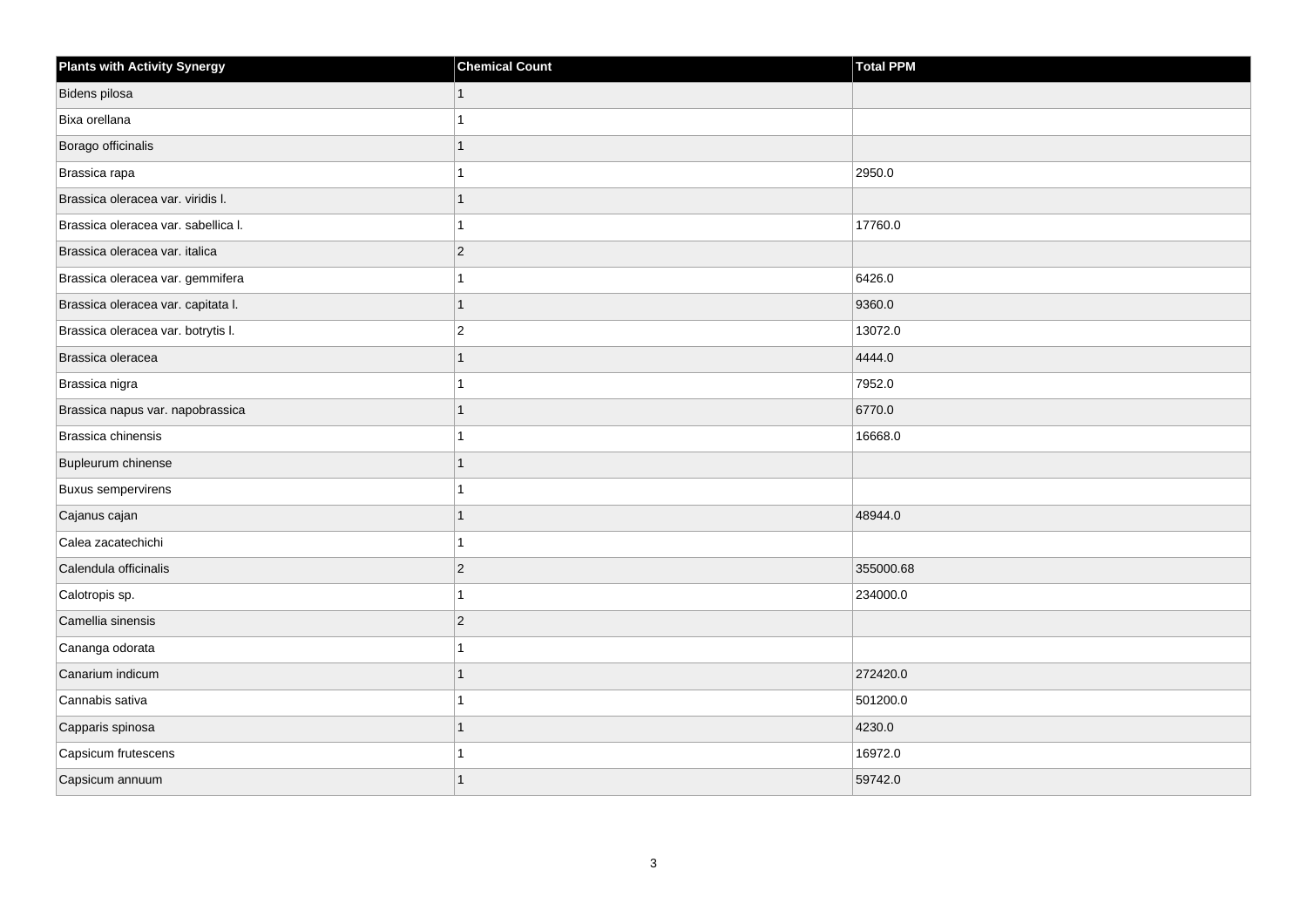| Plants with Activity Synergy | Chemical Count | Total PPM |
|---|---|---|
| Bidens pilosa | 1 | |
| Bixa orellana | 1 | |
| Borago officinalis | 1 | |
| Brassica rapa | 1 | 2950.0 |
| Brassica oleracea var. viridis l. | 1 | |
| Brassica oleracea var. sabellica l. | 1 | 17760.0 |
| Brassica oleracea var. italica | 2 | |
| Brassica oleracea var. gemmifera | 1 | 6426.0 |
| Brassica oleracea var. capitata l. | 1 | 9360.0 |
| Brassica oleracea var. botrytis l. | 2 | 13072.0 |
| Brassica oleracea | 1 | 4444.0 |
| Brassica nigra | 1 | 7952.0 |
| Brassica napus var. napobrassica | 1 | 6770.0 |
| Brassica chinensis | 1 | 16668.0 |
| Bupleurum chinense | 1 | |
| Buxus sempervirens | 1 | |
| Cajanus cajan | 1 | 48944.0 |
| Calea zacatechichi | 1 | |
| Calendula officinalis | 2 | 355000.68 |
| Calotropis sp. | 1 | 234000.0 |
| Camellia sinensis | 2 | |
| Cananga odorata | 1 | |
| Canarium indicum | 1 | 272420.0 |
| Cannabis sativa | 1 | 501200.0 |
| Capparis spinosa | 1 | 4230.0 |
| Capsicum frutescens | 1 | 16972.0 |
| Capsicum annuum | 1 | 59742.0 |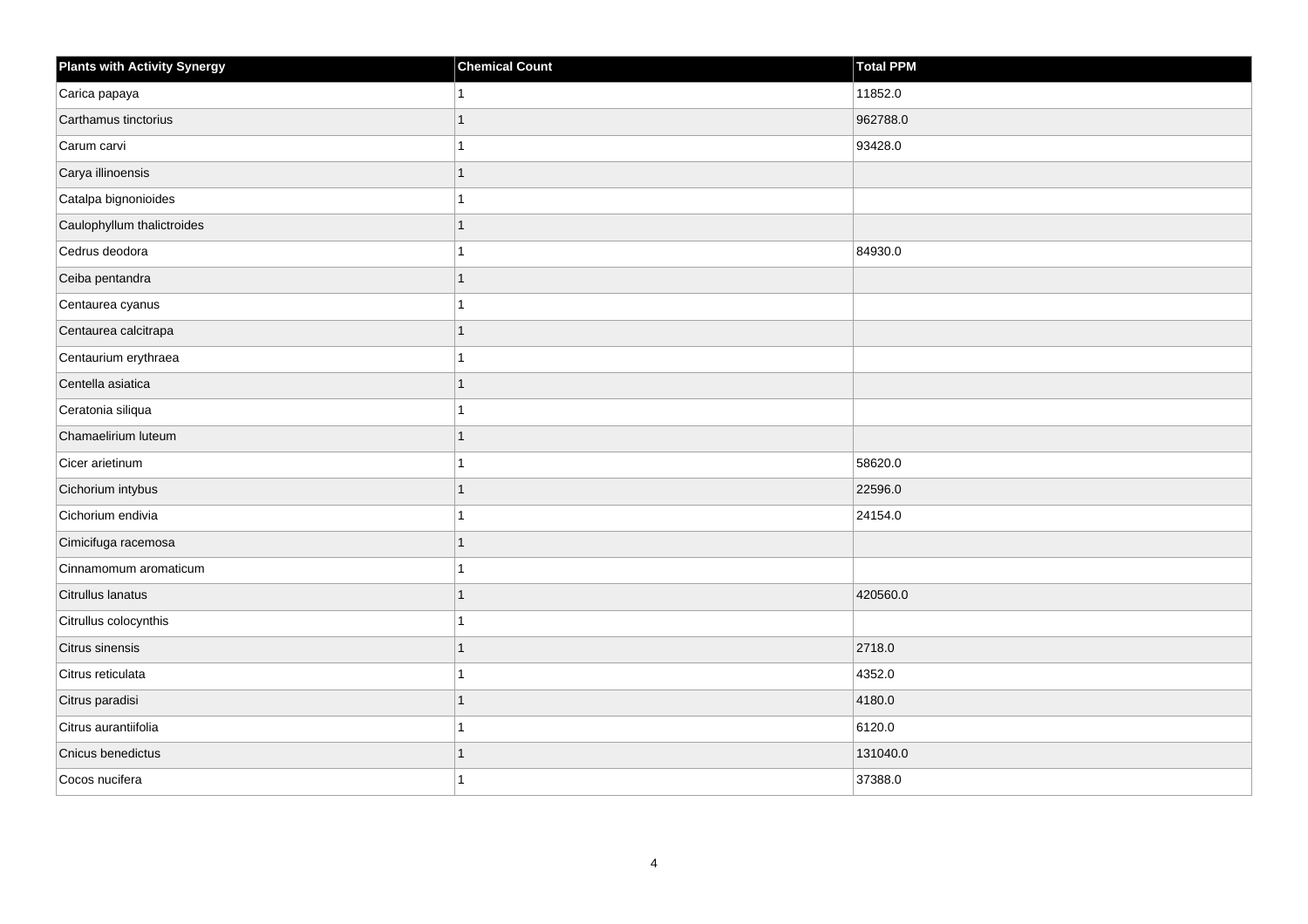| Plants with Activity Synergy | Chemical Count | Total PPM |
| --- | --- | --- |
| Carica papaya | 1 | 11852.0 |
| Carthamus tinctorius | 1 | 962788.0 |
| Carum carvi | 1 | 93428.0 |
| Carya illinoensis | 1 | |
| Catalpa bignonioides | 1 | |
| Caulophyllum thalictroides | 1 | |
| Cedrus deodora | 1 | 84930.0 |
| Ceiba pentandra | 1 | |
| Centaurea cyanus | 1 | |
| Centaurea calcitrapa | 1 | |
| Centaurium erythraea | 1 | |
| Centella asiatica | 1 | |
| Ceratonia siliqua | 1 | |
| Chamaelirium luteum | 1 | |
| Cicer arietinum | 1 | 58620.0 |
| Cichorium intybus | 1 | 22596.0 |
| Cichorium endivia | 1 | 24154.0 |
| Cimicifuga racemosa | 1 | |
| Cinnamomum aromaticum | 1 | |
| Citrullus lanatus | 1 | 420560.0 |
| Citrullus colocynthis | 1 | |
| Citrus sinensis | 1 | 2718.0 |
| Citrus reticulata | 1 | 4352.0 |
| Citrus paradisi | 1 | 4180.0 |
| Citrus aurantiifolia | 1 | 6120.0 |
| Cnicus benedictus | 1 | 131040.0 |
| Cocos nucifera | 1 | 37388.0 |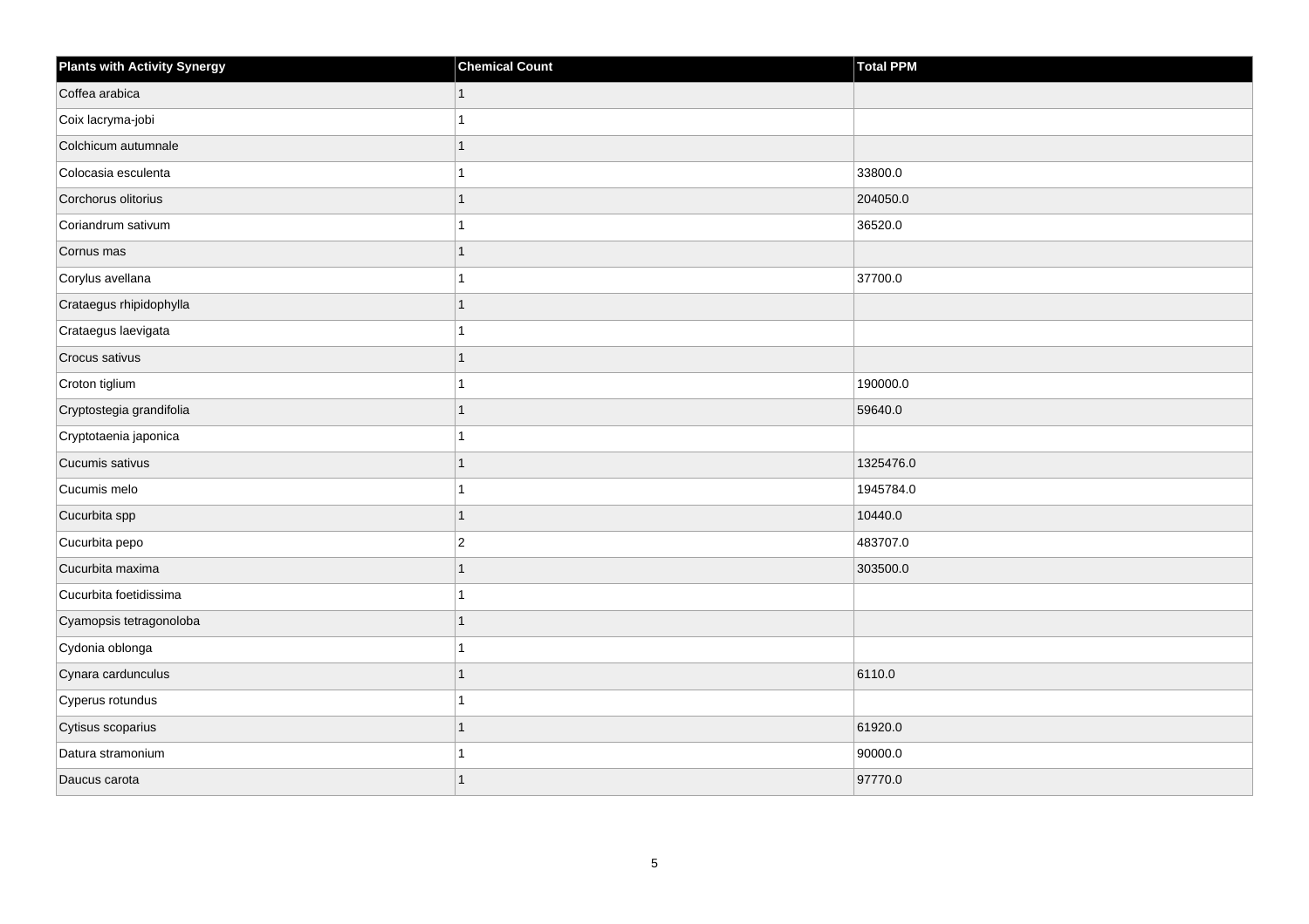| Plants with Activity Synergy | Chemical Count | Total PPM |
| --- | --- | --- |
| Coffea arabica | 1 | |
| Coix lacryma-jobi | 1 | |
| Colchicum autumnale | 1 | |
| Colocasia esculenta | 1 | 33800.0 |
| Corchorus olitorius | 1 | 204050.0 |
| Coriandrum sativum | 1 | 36520.0 |
| Cornus mas | 1 | |
| Corylus avellana | 1 | 37700.0 |
| Crataegus rhipidophylla | 1 | |
| Crataegus laevigata | 1 | |
| Crocus sativus | 1 | |
| Croton tiglium | 1 | 190000.0 |
| Cryptostegia grandifolia | 1 | 59640.0 |
| Cryptotaenia japonica | 1 | |
| Cucumis sativus | 1 | 1325476.0 |
| Cucumis melo | 1 | 1945784.0 |
| Cucurbita spp | 1 | 10440.0 |
| Cucurbita pepo | 2 | 483707.0 |
| Cucurbita maxima | 1 | 303500.0 |
| Cucurbita foetidissima | 1 | |
| Cyamopsis tetragonoloba | 1 | |
| Cydonia oblonga | 1 | |
| Cynara cardunculus | 1 | 6110.0 |
| Cyperus rotundus | 1 | |
| Cytisus scoparius | 1 | 61920.0 |
| Datura stramonium | 1 | 90000.0 |
| Daucus carota | 1 | 97770.0 |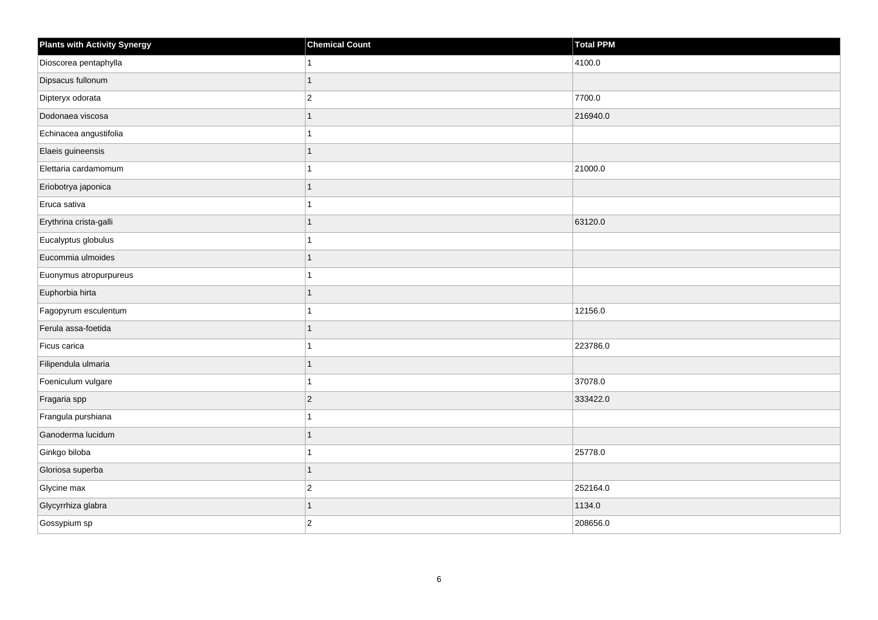| Plants with Activity Synergy | Chemical Count | Total PPM |
| --- | --- | --- |
| Dioscorea pentaphylla | 1 | 4100.0 |
| Dipsacus fullonum | 1 | |
| Dipteryx odorata | 2 | 7700.0 |
| Dodonaea viscosa | 1 | 216940.0 |
| Echinacea angustifolia | 1 | |
| Elaeis guineensis | 1 | |
| Elettaria cardamomum | 1 | 21000.0 |
| Eriobotrya japonica | 1 | |
| Eruca sativa | 1 | |
| Erythrina crista-galli | 1 | 63120.0 |
| Eucalyptus globulus | 1 | |
| Eucommia ulmoides | 1 | |
| Euonymus atropurpureus | 1 | |
| Euphorbia hirta | 1 | |
| Fagopyrum esculentum | 1 | 12156.0 |
| Ferula assa-foetida | 1 | |
| Ficus carica | 1 | 223786.0 |
| Filipendula ulmaria | 1 | |
| Foeniculum vulgare | 1 | 37078.0 |
| Fragaria spp | 2 | 333422.0 |
| Frangula purshiana | 1 | |
| Ganoderma lucidum | 1 | |
| Ginkgo biloba | 1 | 25778.0 |
| Gloriosa superba | 1 | |
| Glycine max | 2 | 252164.0 |
| Glycyrrhiza glabra | 1 | 1134.0 |
| Gossypium sp | 2 | 208656.0 |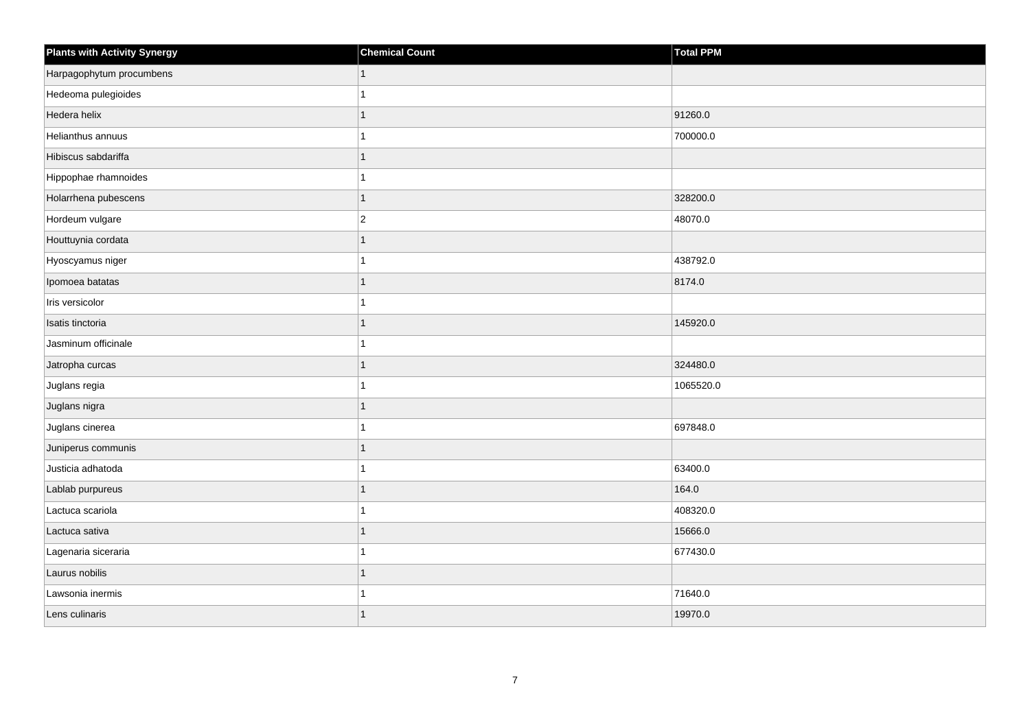| Plants with Activity Synergy | Chemical Count | Total PPM |
|---|---|---|
| Harpagophytum procumbens | 1 | |
| Hedeoma pulegioides | 1 | |
| Hedera helix | 1 | 91260.0 |
| Helianthus annuus | 1 | 700000.0 |
| Hibiscus sabdariffa | 1 | |
| Hippophae rhamnoides | 1 | |
| Holarrhena pubescens | 1 | 328200.0 |
| Hordeum vulgare | 2 | 48070.0 |
| Houttuynia cordata | 1 | |
| Hyoscyamus niger | 1 | 438792.0 |
| Ipomoea batatas | 1 | 8174.0 |
| Iris versicolor | 1 | |
| Isatis tinctoria | 1 | 145920.0 |
| Jasminum officinale | 1 | |
| Jatropha curcas | 1 | 324480.0 |
| Juglans regia | 1 | 1065520.0 |
| Juglans nigra | 1 | |
| Juglans cinerea | 1 | 697848.0 |
| Juniperus communis | 1 | |
| Justicia adhatoda | 1 | 63400.0 |
| Lablab purpureus | 1 | 164.0 |
| Lactuca scariola | 1 | 408320.0 |
| Lactuca sativa | 1 | 15666.0 |
| Lagenaria siceraria | 1 | 677430.0 |
| Laurus nobilis | 1 | |
| Lawsonia inermis | 1 | 71640.0 |
| Lens culinaris | 1 | 19970.0 |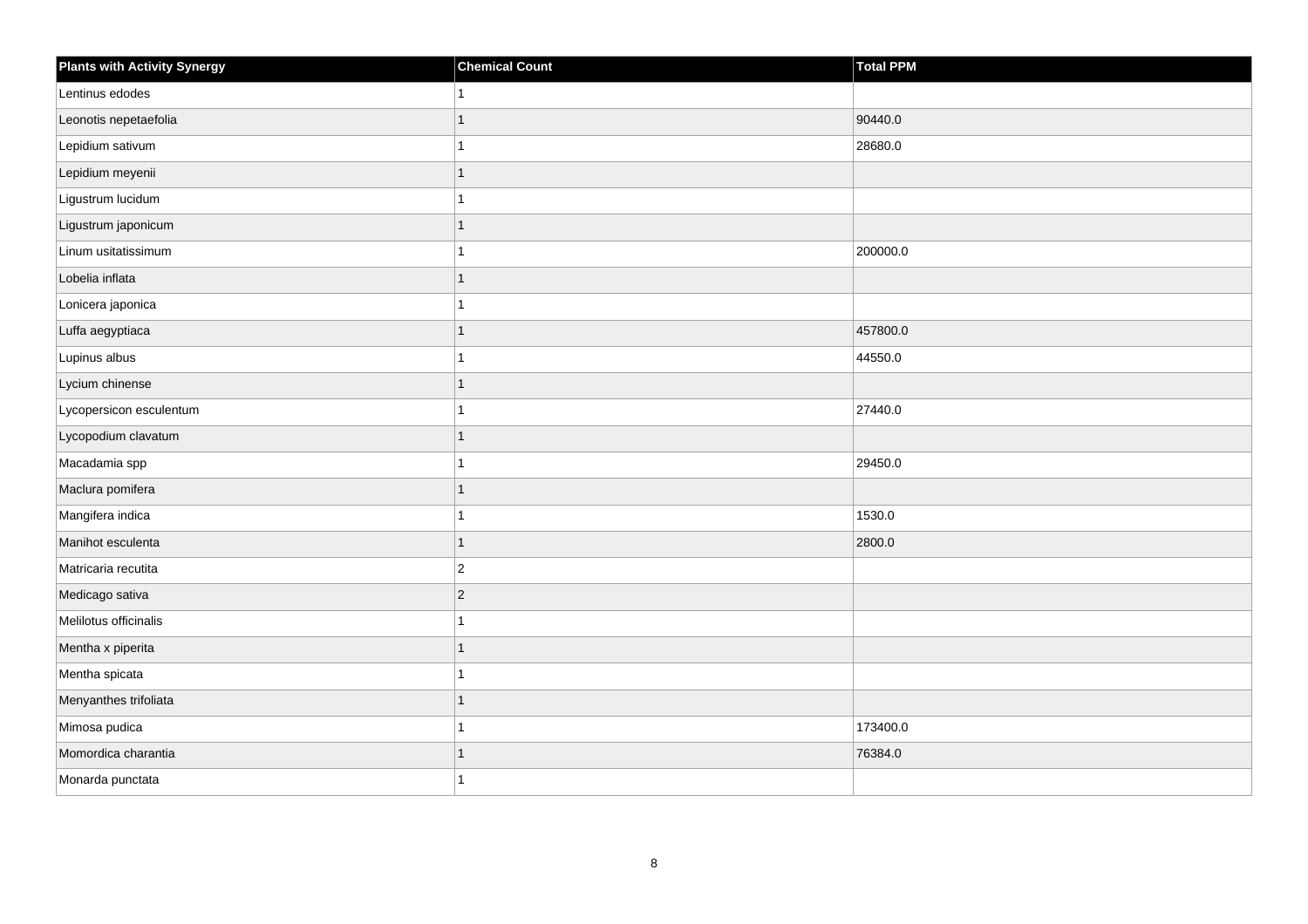| Plants with Activity Synergy | Chemical Count | Total PPM |
| --- | --- | --- |
| Lentinus edodes | 1 | |
| Leonotis nepetaefolia | 1 | 90440.0 |
| Lepidium sativum | 1 | 28680.0 |
| Lepidium meyenii | 1 | |
| Ligustrum lucidum | 1 | |
| Ligustrum japonicum | 1 | |
| Linum usitatissimum | 1 | 200000.0 |
| Lobelia inflata | 1 | |
| Lonicera japonica | 1 | |
| Luffa aegyptiaca | 1 | 457800.0 |
| Lupinus albus | 1 | 44550.0 |
| Lycium chinense | 1 | |
| Lycopersicon esculentum | 1 | 27440.0 |
| Lycopodium clavatum | 1 | |
| Macadamia spp | 1 | 29450.0 |
| Maclura pomifera | 1 | |
| Mangifera indica | 1 | 1530.0 |
| Manihot esculenta | 1 | 2800.0 |
| Matricaria recutita | 2 | |
| Medicago sativa | 2 | |
| Melilotus officinalis | 1 | |
| Mentha x piperita | 1 | |
| Mentha spicata | 1 | |
| Menyanthes trifoliata | 1 | |
| Mimosa pudica | 1 | 173400.0 |
| Momordica charantia | 1 | 76384.0 |
| Monarda punctata | 1 | |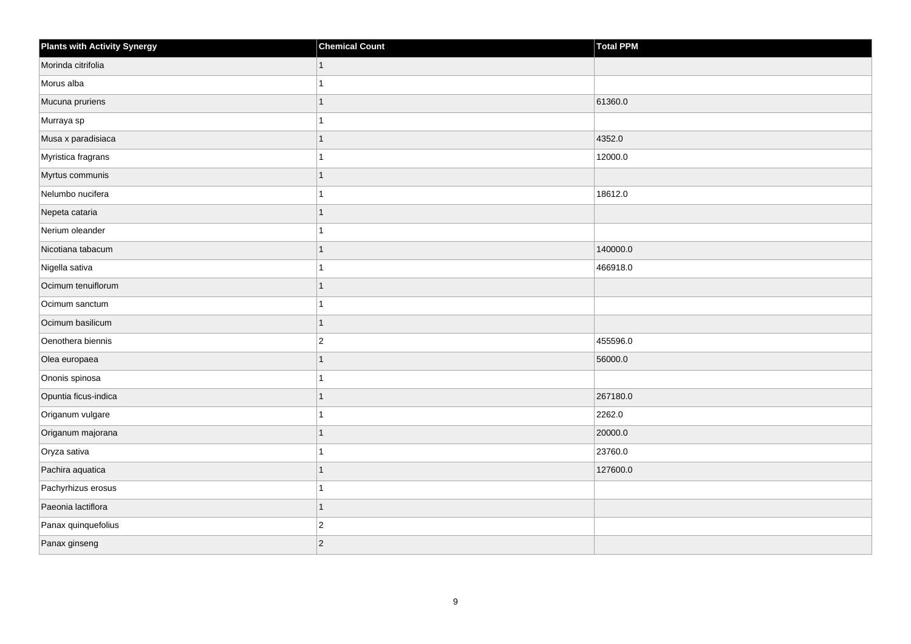| Plants with Activity Synergy | Chemical Count | Total PPM |
| --- | --- | --- |
| Morinda citrifolia | 1 | |
| Morus alba | 1 | |
| Mucuna pruriens | 1 | 61360.0 |
| Murraya sp | 1 | |
| Musa x paradisiaca | 1 | 4352.0 |
| Myristica fragrans | 1 | 12000.0 |
| Myrtus communis | 1 | |
| Nelumbo nucifera | 1 | 18612.0 |
| Nepeta cataria | 1 | |
| Nerium oleander | 1 | |
| Nicotiana tabacum | 1 | 140000.0 |
| Nigella sativa | 1 | 466918.0 |
| Ocimum tenuiflorum | 1 | |
| Ocimum sanctum | 1 | |
| Ocimum basilicum | 1 | |
| Oenothera biennis | 2 | 455596.0 |
| Olea europaea | 1 | 56000.0 |
| Ononis spinosa | 1 | |
| Opuntia ficus-indica | 1 | 267180.0 |
| Origanum vulgare | 1 | 2262.0 |
| Origanum majorana | 1 | 20000.0 |
| Oryza sativa | 1 | 23760.0 |
| Pachira aquatica | 1 | 127600.0 |
| Pachyrhizus erosus | 1 | |
| Paeonia lactiflora | 1 | |
| Panax quinquefolius | 2 | |
| Panax ginseng | 2 | |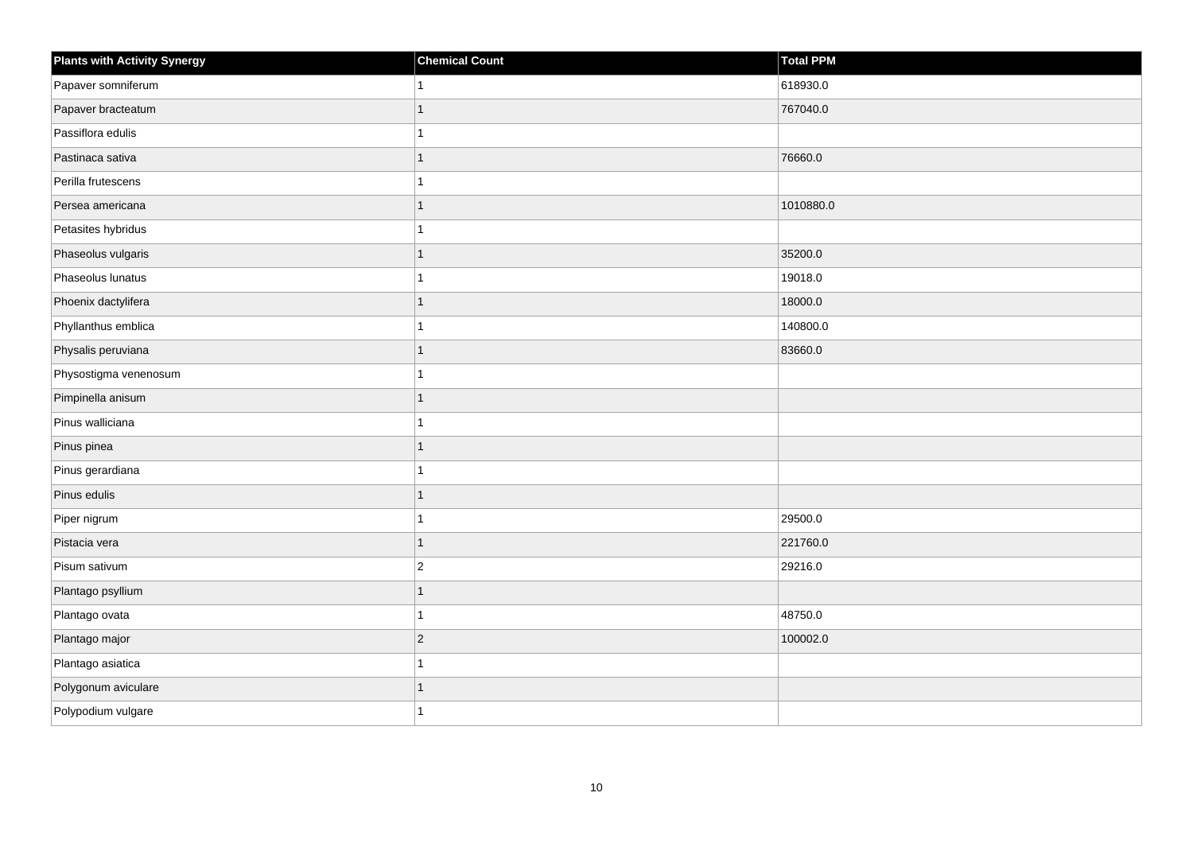| Plants with Activity Synergy | Chemical Count | Total PPM |
|---|---|---|
| Papaver somniferum | 1 | 618930.0 |
| Papaver bracteatum | 1 | 767040.0 |
| Passiflora edulis | 1 | |
| Pastinaca sativa | 1 | 76660.0 |
| Perilla frutescens | 1 | |
| Persea americana | 1 | 1010880.0 |
| Petasites hybridus | 1 | |
| Phaseolus vulgaris | 1 | 35200.0 |
| Phaseolus lunatus | 1 | 19018.0 |
| Phoenix dactylifera | 1 | 18000.0 |
| Phyllanthus emblica | 1 | 140800.0 |
| Physalis peruviana | 1 | 83660.0 |
| Physostigma venenosum | 1 | |
| Pimpinella anisum | 1 | |
| Pinus walliciana | 1 | |
| Pinus pinea | 1 | |
| Pinus gerardiana | 1 | |
| Pinus edulis | 1 | |
| Piper nigrum | 1 | 29500.0 |
| Pistacia vera | 1 | 221760.0 |
| Pisum sativum | 2 | 29216.0 |
| Plantago psyllium | 1 | |
| Plantago ovata | 1 | 48750.0 |
| Plantago major | 2 | 100002.0 |
| Plantago asiatica | 1 | |
| Polygonum aviculare | 1 | |
| Polypodium vulgare | 1 | |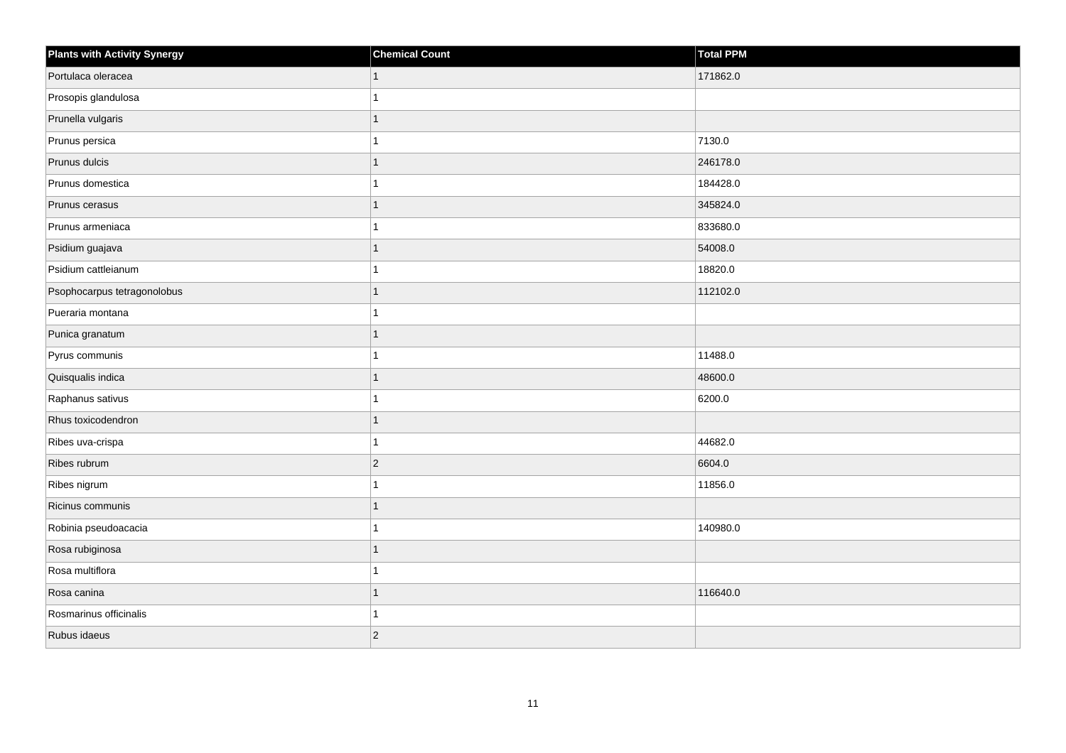| Plants with Activity Synergy | Chemical Count | Total PPM |
|---|---|---|
| Portulaca oleracea | 1 | 171862.0 |
| Prosopis glandulosa | 1 | |
| Prunella vulgaris | 1 | |
| Prunus persica | 1 | 7130.0 |
| Prunus dulcis | 1 | 246178.0 |
| Prunus domestica | 1 | 184428.0 |
| Prunus cerasus | 1 | 345824.0 |
| Prunus armeniaca | 1 | 833680.0 |
| Psidium guajava | 1 | 54008.0 |
| Psidium cattleianum | 1 | 18820.0 |
| Psophocarpus tetragonolobus | 1 | 112102.0 |
| Pueraria montana | 1 | |
| Punica granatum | 1 | |
| Pyrus communis | 1 | 11488.0 |
| Quisqualis indica | 1 | 48600.0 |
| Raphanus sativus | 1 | 6200.0 |
| Rhus toxicodendron | 1 | |
| Ribes uva-crispa | 1 | 44682.0 |
| Ribes rubrum | 2 | 6604.0 |
| Ribes nigrum | 1 | 11856.0 |
| Ricinus communis | 1 | |
| Robinia pseudoacacia | 1 | 140980.0 |
| Rosa rubiginosa | 1 | |
| Rosa multiflora | 1 | |
| Rosa canina | 1 | 116640.0 |
| Rosmarinus officinalis | 1 | |
| Rubus idaeus | 2 | |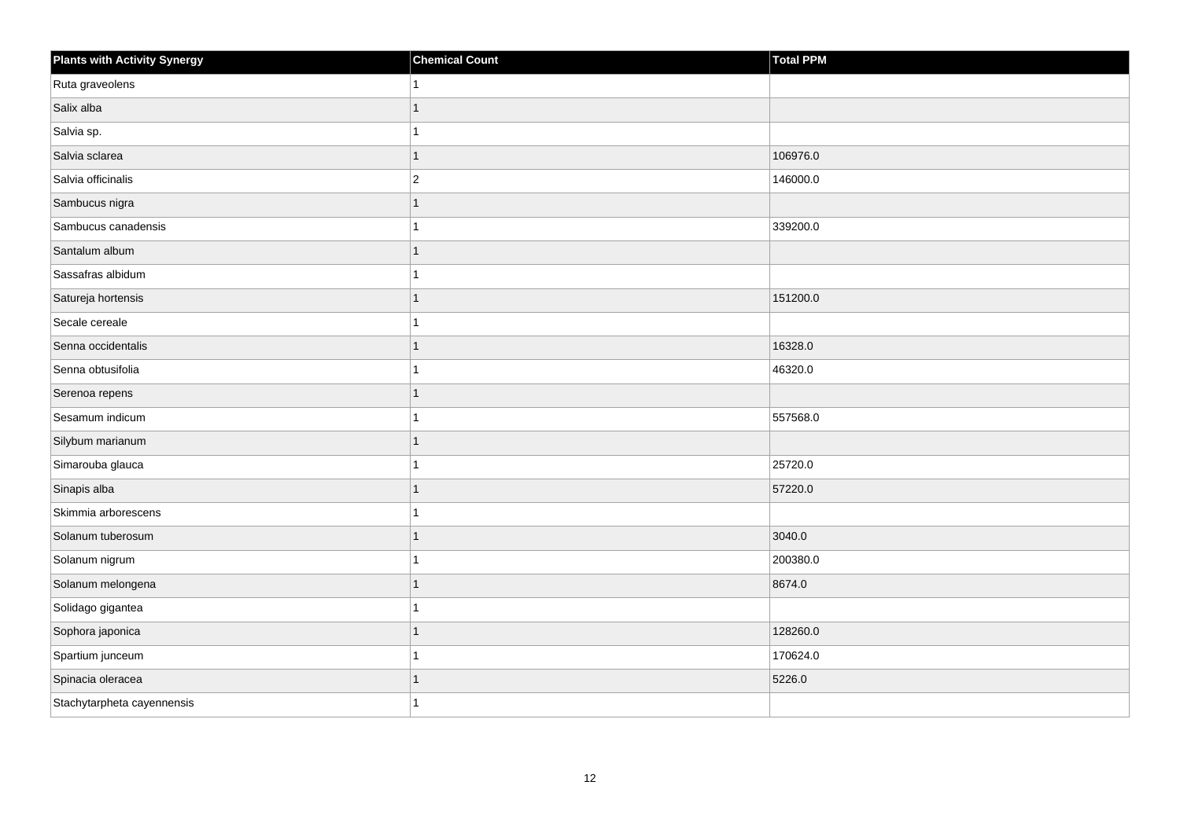| Plants with Activity Synergy | Chemical Count | Total PPM |
|---|---|---|
| Ruta graveolens | 1 | |
| Salix alba | 1 | |
| Salvia sp. | 1 | |
| Salvia sclarea | 1 | 106976.0 |
| Salvia officinalis | 2 | 146000.0 |
| Sambucus nigra | 1 | |
| Sambucus canadensis | 1 | 339200.0 |
| Santalum album | 1 | |
| Sassafras albidum | 1 | |
| Satureja hortensis | 1 | 151200.0 |
| Secale cereale | 1 | |
| Senna occidentalis | 1 | 16328.0 |
| Senna obtusifolia | 1 | 46320.0 |
| Serenoa repens | 1 | |
| Sesamum indicum | 1 | 557568.0 |
| Silybum marianum | 1 | |
| Simarouba glauca | 1 | 25720.0 |
| Sinapis alba | 1 | 57220.0 |
| Skimmia arborescens | 1 | |
| Solanum tuberosum | 1 | 3040.0 |
| Solanum nigrum | 1 | 200380.0 |
| Solanum melongena | 1 | 8674.0 |
| Solidago gigantea | 1 | |
| Sophora japonica | 1 | 128260.0 |
| Spartium junceum | 1 | 170624.0 |
| Spinacia oleracea | 1 | 5226.0 |
| Stachytarpheta cayennensis | 1 | |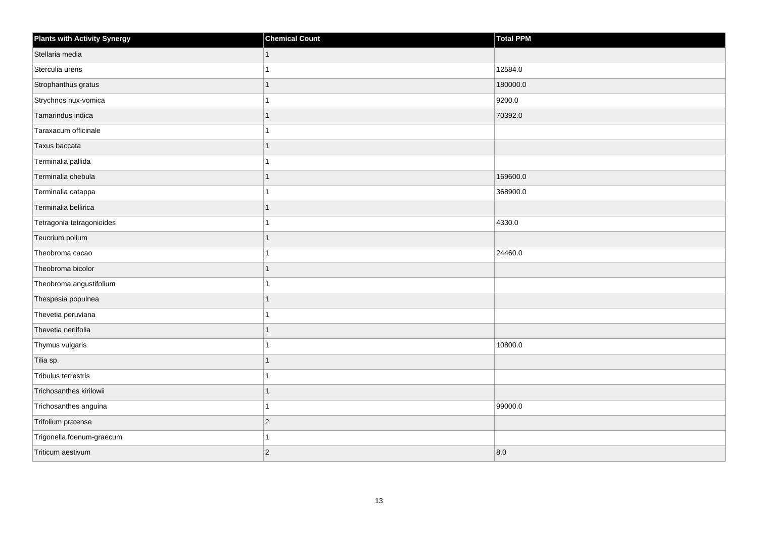| Plants with Activity Synergy | Chemical Count | Total PPM |
|---|---|---|
| Stellaria media | 1 | |
| Sterculia urens | 1 | 12584.0 |
| Strophanthus gratus | 1 | 180000.0 |
| Strychnos nux-vomica | 1 | 9200.0 |
| Tamarindus indica | 1 | 70392.0 |
| Taraxacum officinale | 1 | |
| Taxus baccata | 1 | |
| Terminalia pallida | 1 | |
| Terminalia chebula | 1 | 169600.0 |
| Terminalia catappa | 1 | 368900.0 |
| Terminalia bellirica | 1 | |
| Tetragonia tetragonioides | 1 | 4330.0 |
| Teucrium polium | 1 | |
| Theobroma cacao | 1 | 24460.0 |
| Theobroma bicolor | 1 | |
| Theobroma angustifolium | 1 | |
| Thespesia populnea | 1 | |
| Thevetia peruviana | 1 | |
| Thevetia neriifolia | 1 | |
| Thymus vulgaris | 1 | 10800.0 |
| Tilia sp. | 1 | |
| Tribulus terrestris | 1 | |
| Trichosanthes kirilowii | 1 | |
| Trichosanthes anguina | 1 | 99000.0 |
| Trifolium pratense | 2 | |
| Trigonella foenum-graecum | 1 | |
| Triticum aestivum | 2 | 8.0 |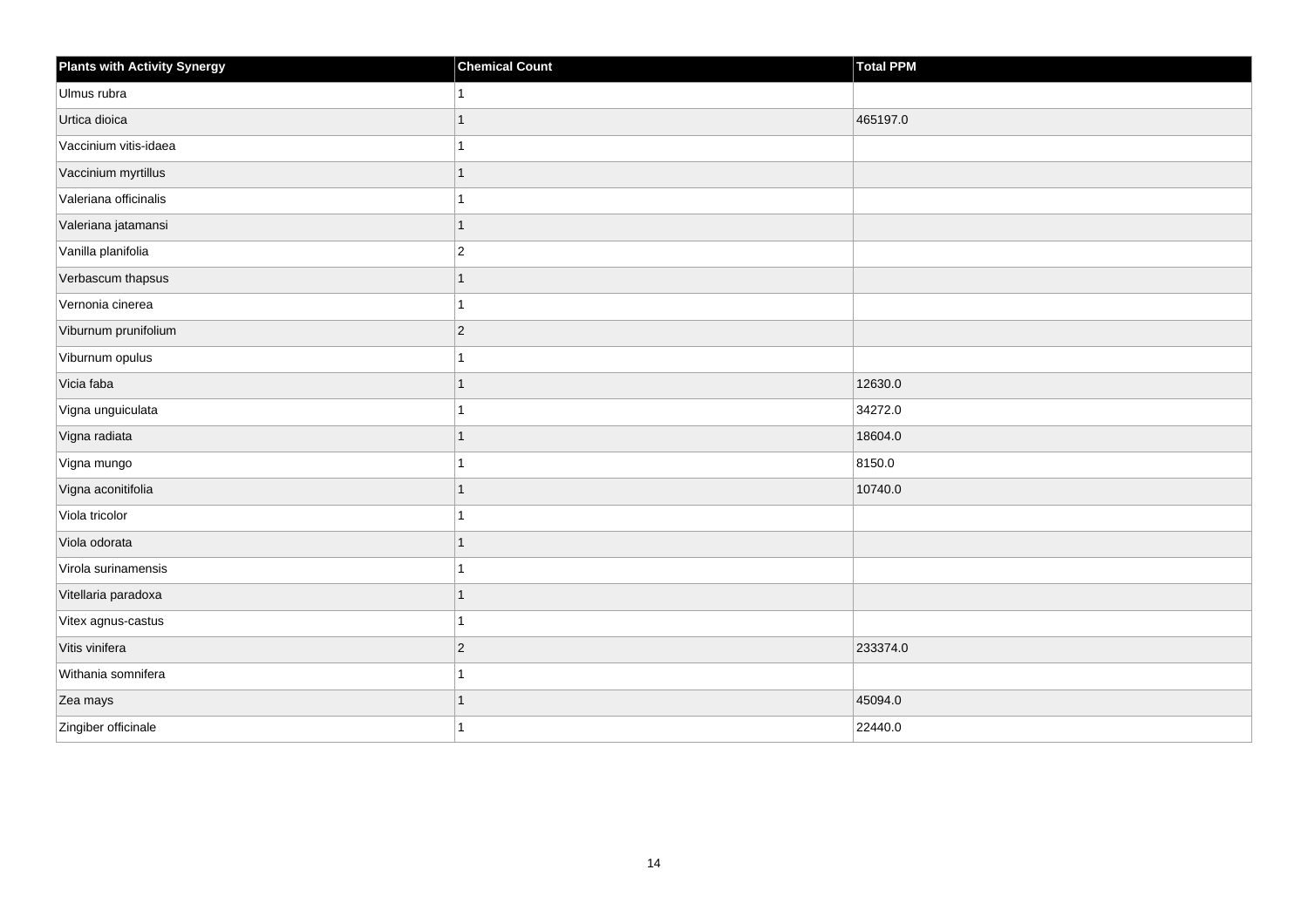| Plants with Activity Synergy | Chemical Count | Total PPM |
| --- | --- | --- |
| Ulmus rubra | 1 | |
| Urtica dioica | 1 | 465197.0 |
| Vaccinium vitis-idaea | 1 | |
| Vaccinium myrtillus | 1 | |
| Valeriana officinalis | 1 | |
| Valeriana jatamansi | 1 | |
| Vanilla planifolia | 2 | |
| Verbascum thapsus | 1 | |
| Vernonia cinerea | 1 | |
| Viburnum prunifolium | 2 | |
| Viburnum opulus | 1 | |
| Vicia faba | 1 | 12630.0 |
| Vigna unguiculata | 1 | 34272.0 |
| Vigna radiata | 1 | 18604.0 |
| Vigna mungo | 1 | 8150.0 |
| Vigna aconitifolia | 1 | 10740.0 |
| Viola tricolor | 1 | |
| Viola odorata | 1 | |
| Virola surinamensis | 1 | |
| Vitellaria paradoxa | 1 | |
| Vitex agnus-castus | 1 | |
| Vitis vinifera | 2 | 233374.0 |
| Withania somnifera | 1 | |
| Zea mays | 1 | 45094.0 |
| Zingiber officinale | 1 | 22440.0 |